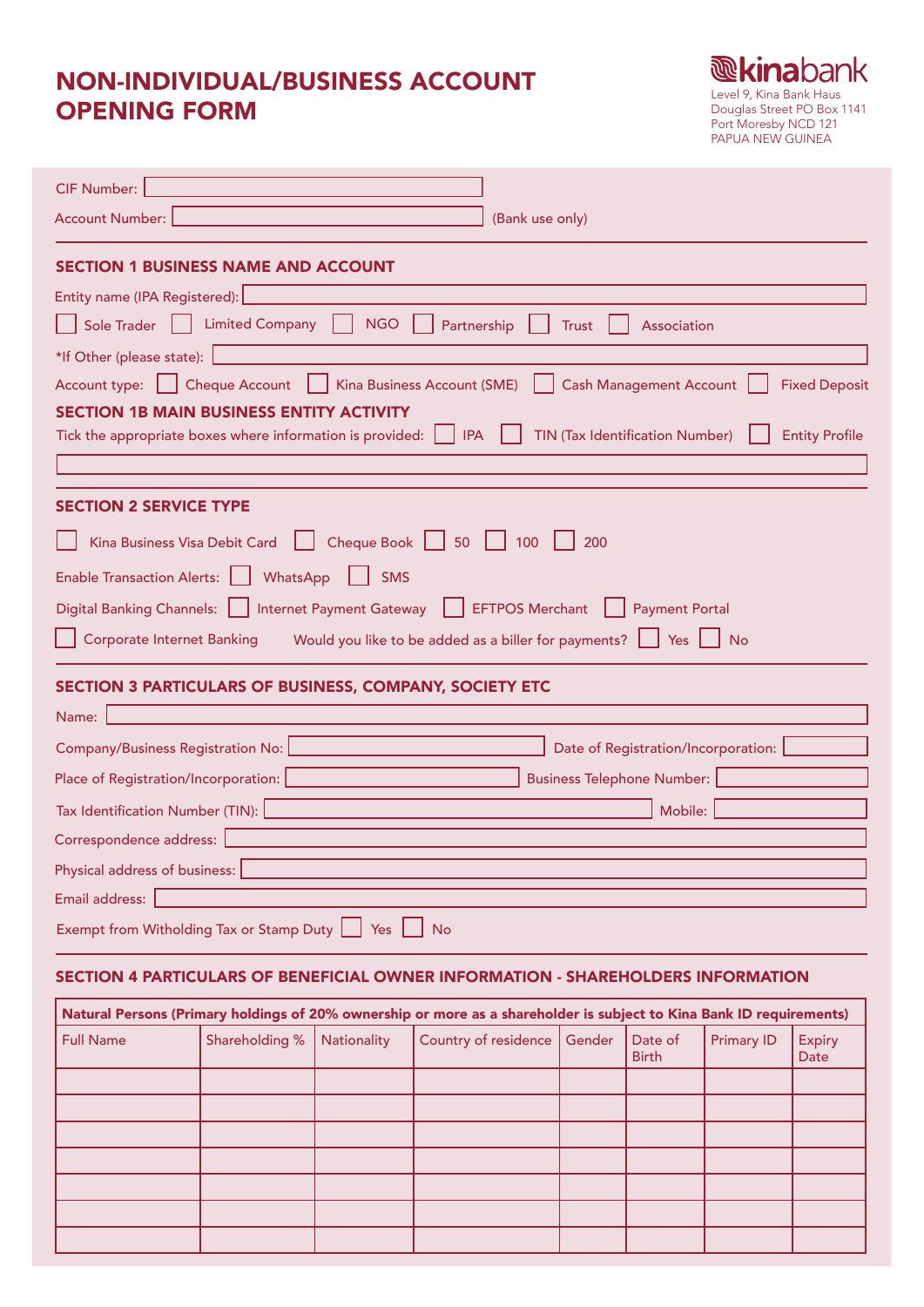# NON-INDIVIDUAL/BUSINESS ACCOUNT OPENING FORM

**kinabank**
Level 9, Kina Bank Haus
Douglas Street PO Box 1141
Port Moresby NCD 121
PAPUA NEW GUINEA

CIF Number: 

Account Number:  (Bank use only)

## SECTION 1 BUSINESS NAME AND ACCOUNT

Entity name (IPA Registered): 

☐ Sole Trader ☐ Limited Company ☐ NGO ☐ Partnership ☐ Trust ☐ Association

*If Other (please state): 

Account type: ☐ Cheque Account ☐ Kina Business Account (SME) ☐ Cash Management Account ☐ Fixed Deposit

## SECTION 1B MAIN BUSINESS ENTITY ACTIVITY

Tick the appropriate boxes where information is provided: ☐ IPA ☐ TIN (Tax Identification Number) ☐ Entity Profile

## SECTION 2 SERVICE TYPE

☐ Kina Business Visa Debit Card ☐ Cheque Book ☐ 50 ☐ 100 ☐ 200

Enable Transaction Alerts: ☐ WhatsApp ☐ SMS

Digital Banking Channels: ☐ Internet Payment Gateway ☐ EFTPOS Merchant ☐ Payment Portal

☐ Corporate Internet Banking   Would you like to be added as a biller for payments? ☐ Yes ☐ No

## SECTION 3 PARTICULARS OF BUSINESS, COMPANY, SOCIETY ETC

Name: 

Company/Business Registration No:   Date of Registration/Incorporation: 

Place of Registration/Incorporation:   Business Telephone Number: 

Tax Identification Number (TIN):   Mobile: 

Correspondence address: 

Physical address of business: 

Email address: 

Exempt from Witholding Tax or Stamp Duty ☐ Yes ☐ No

## SECTION 4 PARTICULARS OF BENEFICIAL OWNER INFORMATION - SHAREHOLDERS INFORMATION

**Natural Persons (Primary holdings of 20% ownership or more as a shareholder is subject to Kina Bank ID requirements)**

| Full Name | Shareholding % | Nationality | Country of residence | Gender | Date of Birth | Primary ID | Expiry Date |
|---|---|---|---|---|---|---|---|
| | | | | | | | |
| | | | | | | | |
| | | | | | | | |
| | | | | | | | |
| | | | | | | | |
| | | | | | | | |
| | | | | | | | |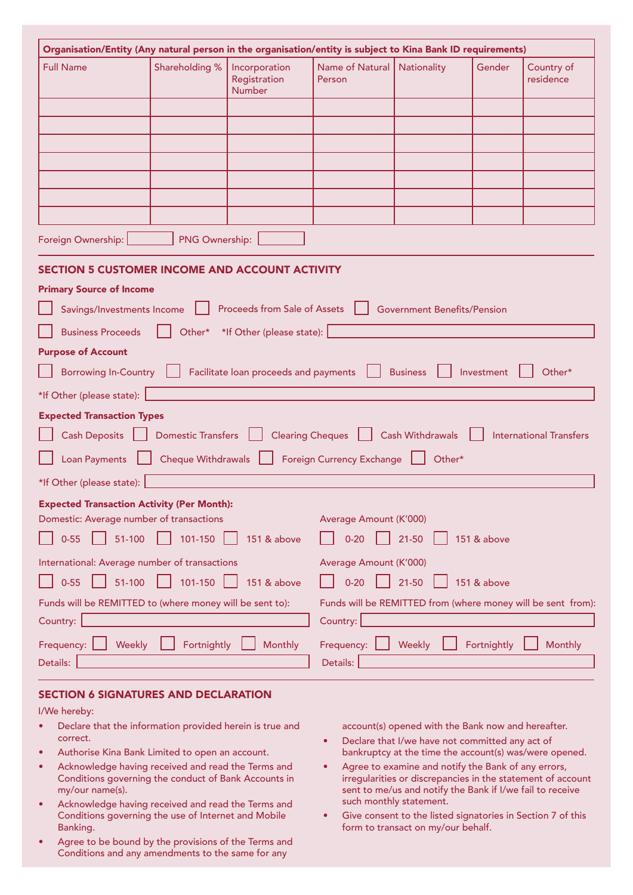| Organisation/Entity (Any natural person in the organisation/entity is subject to Kina Bank ID requirements) | | | | | | |
|---|---|---|---|---|---|---|
| Full Name | Shareholding % | Incorporation Registration Number | Name of Natural Person | Nationality | Gender | Country of residence |
| | | | | | | |
| | | | | | | |
| | | | | | | |
| | | | | | | |
| | | | | | | |
| | | | | | | |
| | | | | | | |

Foreign Ownership: ☐ PNG Ownership: ☐

## SECTION 5 CUSTOMER INCOME AND ACCOUNT ACTIVITY

**Primary Source of Income**

☐ Savings/Investments Income ☐ Proceeds from Sale of Assets ☐ Government Benefits/Pension

☐ Business Proceeds ☐ Other* *If Other (please state): ______

**Purpose of Account**

☐ Borrowing In-Country ☐ Facilitate loan proceeds and payments ☐ Business ☐ Investment ☐ Other*

*If Other (please state): ______

**Expected Transaction Types**

☐ Cash Deposits ☐ Domestic Transfers ☐ Clearing Cheques ☐ Cash Withdrawals ☐ International Transfers

☐ Loan Payments ☐ Cheque Withdrawals ☐ Foreign Currency Exchange ☐ Other*

*If Other (please state): ______

**Expected Transaction Activity (Per Month):**

Domestic: Average number of transactions

☐ 0-55 ☐ 51-100 ☐ 101-150 ☐ 151 & above

Average Amount (K'000)

☐ 0-20 ☐ 21-50 ☐ 151 & above

International: Average number of transactions

☐ 0-55 ☐ 51-100 ☐ 101-150 ☐ 151 & above

Average Amount (K'000)

☐ 0-20 ☐ 21-50 ☐ 151 & above

Funds will be REMITTED to (where money will be sent to):

Country: ______

Frequency: ☐ Weekly ☐ Fortnightly ☐ Monthly

Details: ______

Funds will be REMITTED from (where money will be sent from):

Country: ______

Frequency: ☐ Weekly ☐ Fortnightly ☐ Monthly

Details: ______

## SECTION 6 SIGNATURES AND DECLARATION

I/We hereby:

- Declare that the information provided herein is true and correct.
- Authorise Kina Bank Limited to open an account.
- Acknowledge having received and read the Terms and Conditions governing the conduct of Bank Accounts in my/our name(s).
- Acknowledge having received and read the Terms and Conditions governing the use of Internet and Mobile Banking.
- Agree to be bound by the provisions of the Terms and Conditions and any amendments to the same for any account(s) opened with the Bank now and hereafter.
- Declare that I/we have not committed any act of bankruptcy at the time the account(s) was/were opened.
- Agree to examine and notify the Bank of any errors, irregularities or discrepancies in the statement of account sent to me/us and notify the Bank if I/we fail to receive such monthly statement.
- Give consent to the listed signatories in Section 7 of this form to transact on my/our behalf.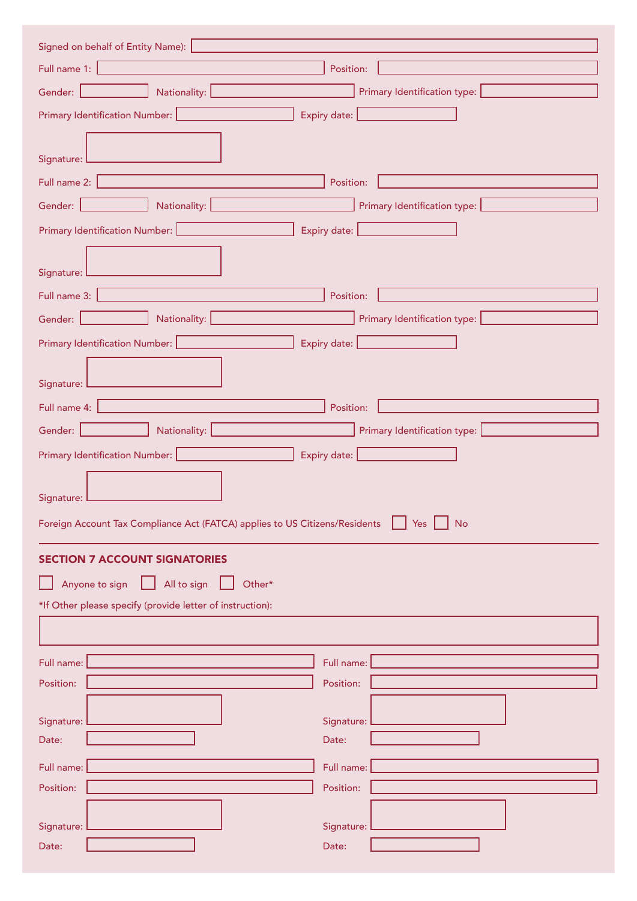Signed on behalf of Entity Name):

Full name 1: Position:

Gender: Nationality: Primary Identification type:

Primary Identification Number: Expiry date:

Signature:

Full name 2: Position:

Gender: Nationality: Primary Identification type:

Primary Identification Number: Expiry date:

Signature:

Full name 3: Position:

Gender: Nationality: Primary Identification type:

Primary Identification Number: Expiry date:

Signature:

Full name 4: Position:

Gender: Nationality: Primary Identification type:

Primary Identification Number: Expiry date:

Signature:

Foreign Account Tax Compliance Act (FATCA) applies to US Citizens/Residents ☐ Yes ☐ No

---

## SECTION 7 ACCOUNT SIGNATORIES

☐ Anyone to sign ☐ All to sign ☐ Other*

*If Other please specify (provide letter of instruction):

Full name:

Position:

Signature:

Date:

Full name:

Position:

Signature:

Date:

Full name:

Position:

Signature:

Date:

Full name:

Position:

Signature:

Date: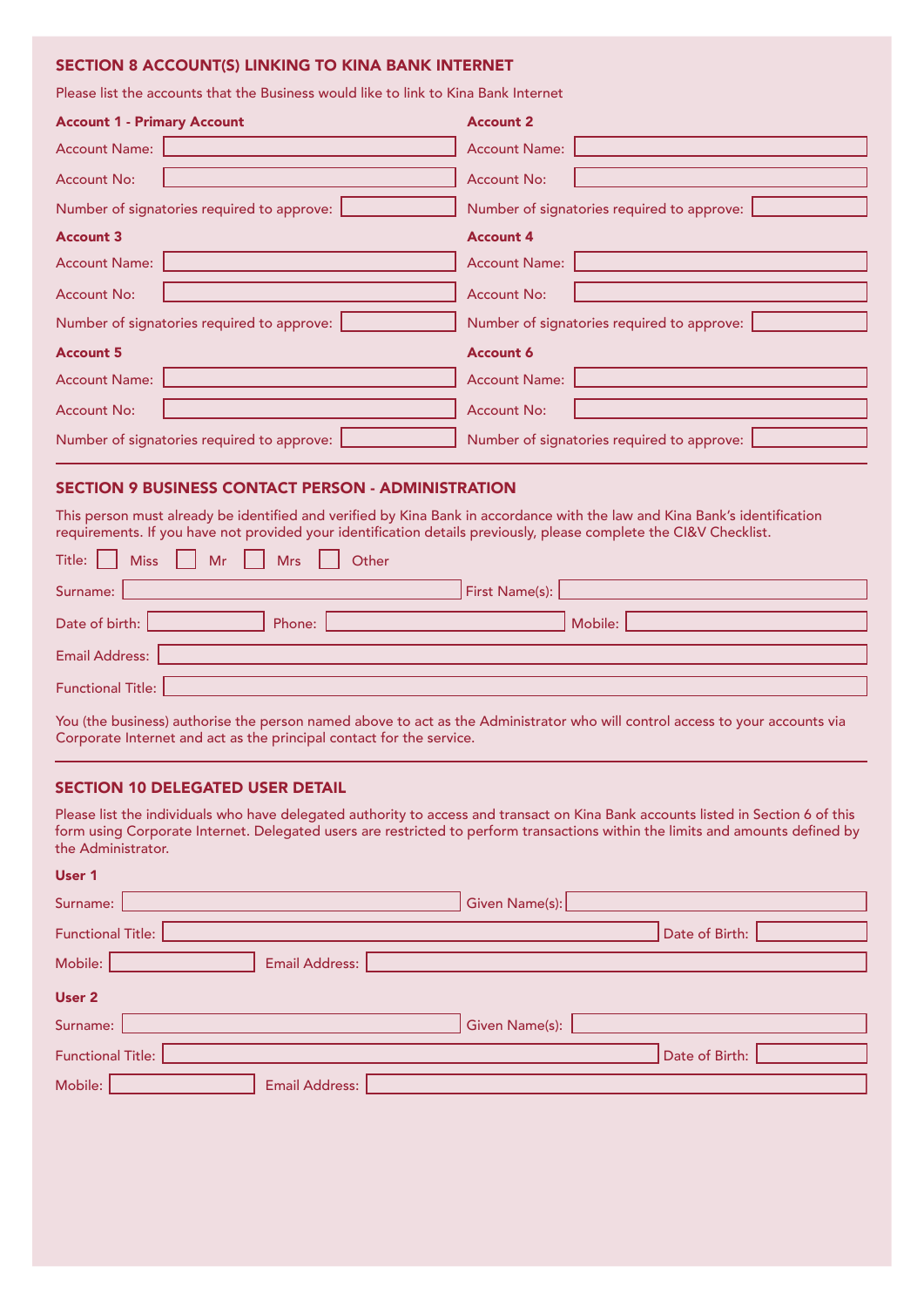## SECTION 8 ACCOUNT(S) LINKING TO KINA BANK INTERNET

Please list the accounts that the Business would like to link to Kina Bank Internet

**Account 1 - Primary Account**

Account Name: 

Account No: 

Number of signatories required to approve: 

**Account 2**

Account Name: 

Account No: 

Number of signatories required to approve: 

**Account 3**

Account Name: 

Account No: 

Number of signatories required to approve: 

**Account 4**

Account Name: 

Account No: 

Number of signatories required to approve: 

**Account 5**

Account Name: 

Account No: 

Number of signatories required to approve: 

**Account 6**

Account Name: 

Account No: 

Number of signatories required to approve: 

## SECTION 9 BUSINESS CONTACT PERSON - ADMINISTRATION

This person must already be identified and verified by Kina Bank in accordance with the law and Kina Bank's identification requirements. If you have not provided your identification details previously, please complete the CI&V Checklist.

Title: ☐ Miss ☐ Mr ☐ Mrs ☐ Other

Surname: First Name(s): 

Date of birth: Phone: Mobile: 

Email Address: 

Functional Title: 

You (the business) authorise the person named above to act as the Administrator who will control access to your accounts via Corporate Internet and act as the principal contact for the service.

## SECTION 10 DELEGATED USER DETAIL

Please list the individuals who have delegated authority to access and transact on Kina Bank accounts listed in Section 6 of this form using Corporate Internet. Delegated users are restricted to perform transactions within the limits and amounts defined by the Administrator.

**User 1**

Surname: Given Name(s): 

Functional Title: Date of Birth: 

Mobile: Email Address: 

**User 2**

Surname: Given Name(s): 

Functional Title: Date of Birth: 

Mobile: Email Address: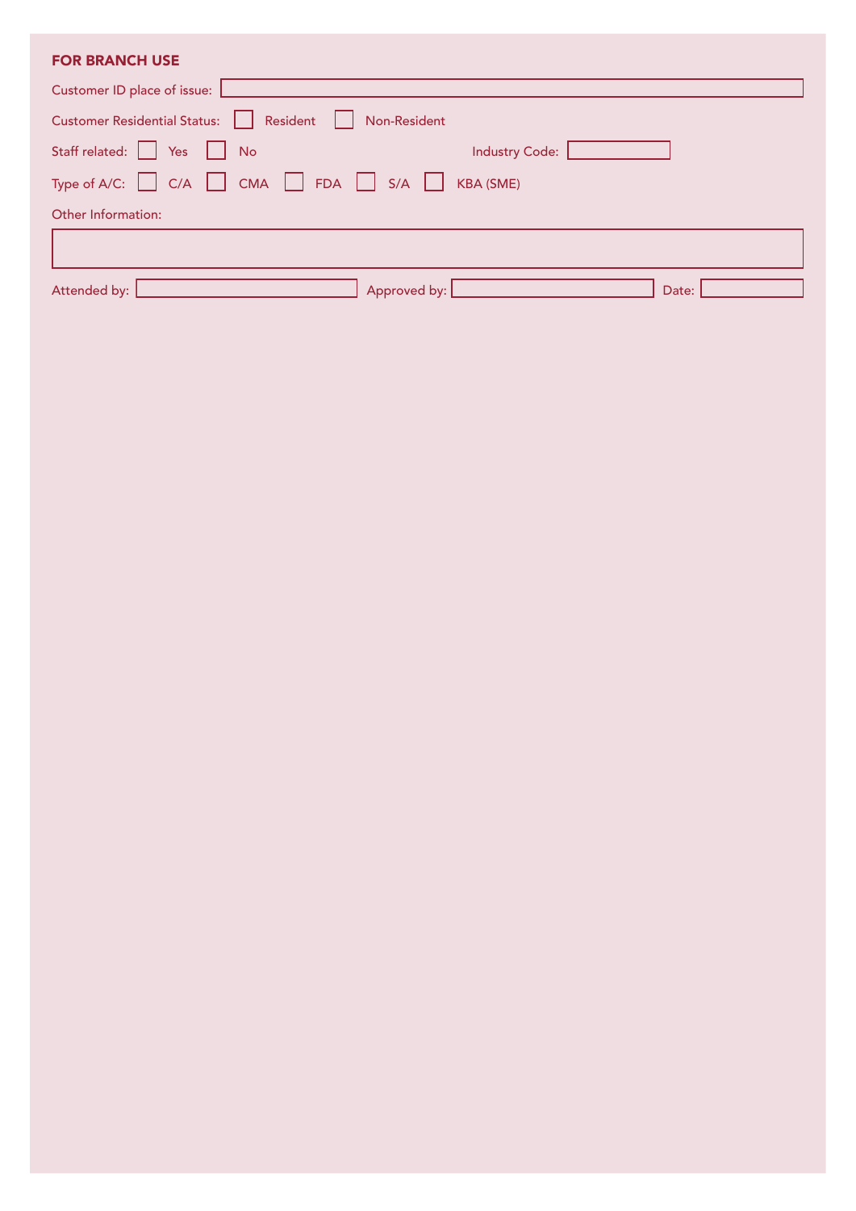## FOR BRANCH USE

Customer ID place of issue: ______________________

Customer Residential Status: ☐ Resident ☐ Non-Resident

Staff related: ☐ Yes ☐ No Industry Code: __________

Type of A/C: ☐ C/A ☐ CMA ☐ FDA ☐ S/A ☐ KBA (SME)

Other Information:

______________________

Attended by: __________ Approved by: __________ Date: __________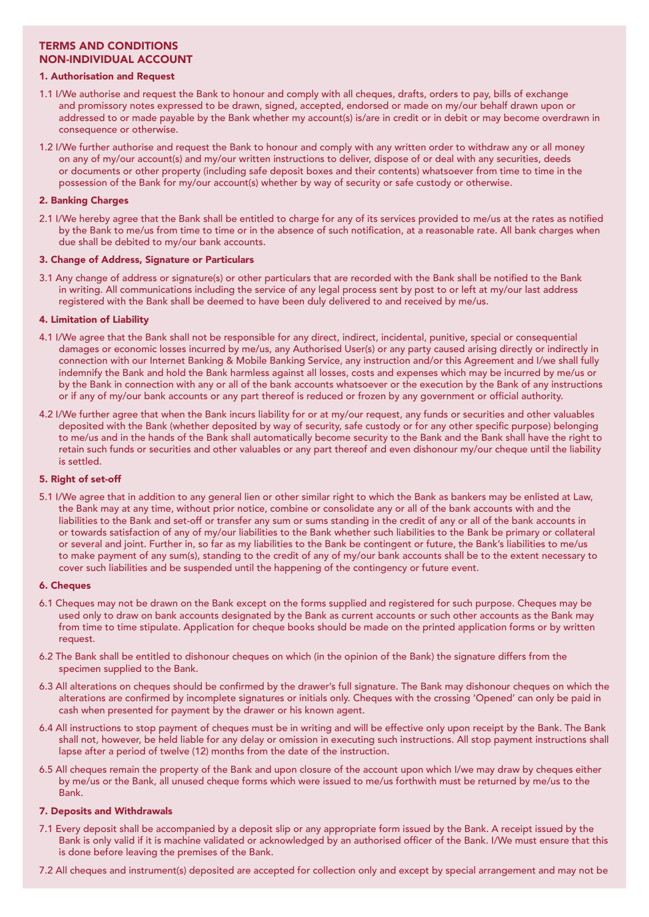## TERMS AND CONDITIONS
## NON-INDIVIDUAL ACCOUNT

### 1. Authorisation and Request

1.1 I/We authorise and request the Bank to honour and comply with all cheques, drafts, orders to pay, bills of exchange and promissory notes expressed to be drawn, signed, accepted, endorsed or made on my/our behalf drawn upon or addressed to or made payable by the Bank whether my account(s) is/are in credit or in debit or may become overdrawn in consequence or otherwise.

1.2 I/We further authorise and request the Bank to honour and comply with any written order to withdraw any or all money on any of my/our account(s) and my/our written instructions to deliver, dispose of or deal with any securities, deeds or documents or other property (including safe deposit boxes and their contents) whatsoever from time to time in the possession of the Bank for my/our account(s) whether by way of security or safe custody or otherwise.

### 2. Banking Charges

2.1 I/We hereby agree that the Bank shall be entitled to charge for any of its services provided to me/us at the rates as notified by the Bank to me/us from time to time or in the absence of such notification, at a reasonable rate. All bank charges when due shall be debited to my/our bank accounts.

### 3. Change of Address, Signature or Particulars

3.1 Any change of address or signature(s) or other particulars that are recorded with the Bank shall be notified to the Bank in writing. All communications including the service of any legal process sent by post to or left at my/our last address registered with the Bank shall be deemed to have been duly delivered to and received by me/us.

### 4. Limitation of Liability

4.1 I/We agree that the Bank shall not be responsible for any direct, indirect, incidental, punitive, special or consequential damages or economic losses incurred by me/us, any Authorised User(s) or any party caused arising directly or indirectly in connection with our Internet Banking & Mobile Banking Service, any instruction and/or this Agreement and I/we shall fully indemnify the Bank and hold the Bank harmless against all losses, costs and expenses which may be incurred by me/us or by the Bank in connection with any or all of the bank accounts whatsoever or the execution by the Bank of any instructions or if any of my/our bank accounts or any part thereof is reduced or frozen by any government or official authority.

4.2 I/We further agree that when the Bank incurs liability for or at my/our request, any funds or securities and other valuables deposited with the Bank (whether deposited by way of security, safe custody or for any other specific purpose) belonging to me/us and in the hands of the Bank shall automatically become security to the Bank and the Bank shall have the right to retain such funds or securities and other valuables or any part thereof and even dishonour my/our cheque until the liability is settled.

### 5. Right of set-off

5.1 I/We agree that in addition to any general lien or other similar right to which the Bank as bankers may be enlisted at Law, the Bank may at any time, without prior notice, combine or consolidate any or all of the bank accounts with and the liabilities to the Bank and set-off or transfer any sum or sums standing in the credit of any or all of the bank accounts in or towards satisfaction of any of my/our liabilities to the Bank whether such liabilities to the Bank be primary or collateral or several and joint. Further in, so far as my liabilities to the Bank be contingent or future, the Bank's liabilities to me/us to make payment of any sum(s), standing to the credit of any of my/our bank accounts shall be to the extent necessary to cover such liabilities and be suspended until the happening of the contingency or future event.

### 6. Cheques

6.1 Cheques may not be drawn on the Bank except on the forms supplied and registered for such purpose. Cheques may be used only to draw on bank accounts designated by the Bank as current accounts or such other accounts as the Bank may from time to time stipulate. Application for cheque books should be made on the printed application forms or by written request.

6.2 The Bank shall be entitled to dishonour cheques on which (in the opinion of the Bank) the signature differs from the specimen supplied to the Bank.

6.3 All alterations on cheques should be confirmed by the drawer's full signature. The Bank may dishonour cheques on which the alterations are confirmed by incomplete signatures or initials only. Cheques with the crossing 'Opened' can only be paid in cash when presented for payment by the drawer or his known agent.

6.4 All instructions to stop payment of cheques must be in writing and will be effective only upon receipt by the Bank. The Bank shall not, however, be held liable for any delay or omission in executing such instructions. All stop payment instructions shall lapse after a period of twelve (12) months from the date of the instruction.

6.5 All cheques remain the property of the Bank and upon closure of the account upon which I/we may draw by cheques either by me/us or the Bank, all unused cheque forms which were issued to me/us forthwith must be returned by me/us to the Bank.

### 7. Deposits and Withdrawals

7.1 Every deposit shall be accompanied by a deposit slip or any appropriate form issued by the Bank. A receipt issued by the Bank is only valid if it is machine validated or acknowledged by an authorised officer of the Bank. I/We must ensure that this is done before leaving the premises of the Bank.

7.2 All cheques and instrument(s) deposited are accepted for collection only and except by special arrangement and may not be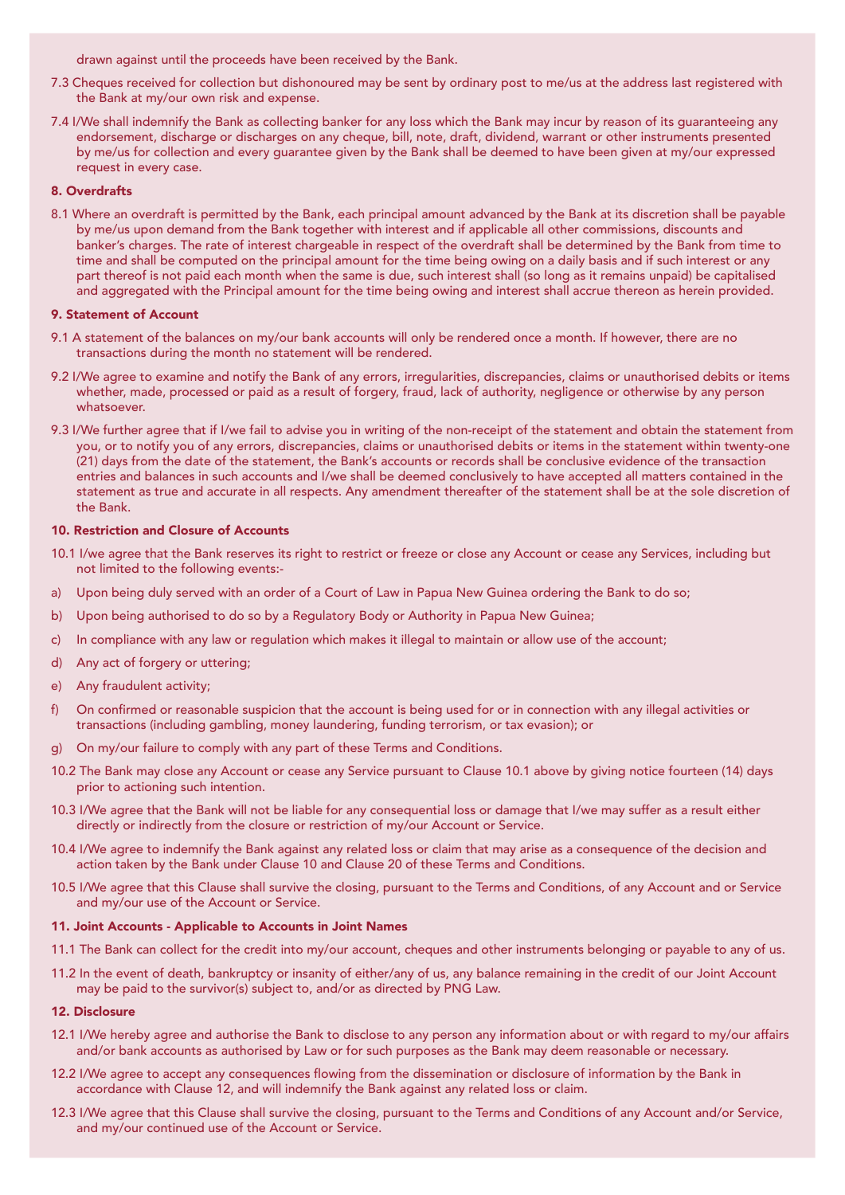drawn against until the proceeds have been received by the Bank.

7.3 Cheques received for collection but dishonoured may be sent by ordinary post to me/us at the address last registered with the Bank at my/our own risk and expense.

7.4 I/We shall indemnify the Bank as collecting banker for any loss which the Bank may incur by reason of its guaranteeing any endorsement, discharge or discharges on any cheque, bill, note, draft, dividend, warrant or other instruments presented by me/us for collection and every guarantee given by the Bank shall be deemed to have been given at my/our expressed request in every case.

#### 8. Overdrafts

8.1 Where an overdraft is permitted by the Bank, each principal amount advanced by the Bank at its discretion shall be payable by me/us upon demand from the Bank together with interest and if applicable all other commissions, discounts and banker's charges. The rate of interest chargeable in respect of the overdraft shall be determined by the Bank from time to time and shall be computed on the principal amount for the time being owing on a daily basis and if such interest or any part thereof is not paid each month when the same is due, such interest shall (so long as it remains unpaid) be capitalised and aggregated with the Principal amount for the time being owing and interest shall accrue thereon as herein provided.

#### 9. Statement of Account

9.1 A statement of the balances on my/our bank accounts will only be rendered once a month. If however, there are no transactions during the month no statement will be rendered.

9.2 I/We agree to examine and notify the Bank of any errors, irregularities, discrepancies, claims or unauthorised debits or items whether, made, processed or paid as a result of forgery, fraud, lack of authority, negligence or otherwise by any person whatsoever.

9.3 I/We further agree that if I/we fail to advise you in writing of the non-receipt of the statement and obtain the statement from you, or to notify you of any errors, discrepancies, claims or unauthorised debits or items in the statement within twenty-one (21) days from the date of the statement, the Bank's accounts or records shall be conclusive evidence of the transaction entries and balances in such accounts and I/we shall be deemed conclusively to have accepted all matters contained in the statement as true and accurate in all respects. Any amendment thereafter of the statement shall be at the sole discretion of the Bank.

#### 10. Restriction and Closure of Accounts

10.1 I/we agree that the Bank reserves its right to restrict or freeze or close any Account or cease any Services, including but not limited to the following events:-

a) Upon being duly served with an order of a Court of Law in Papua New Guinea ordering the Bank to do so;

b) Upon being authorised to do so by a Regulatory Body or Authority in Papua New Guinea;

c) In compliance with any law or regulation which makes it illegal to maintain or allow use of the account;

d) Any act of forgery or uttering;

e) Any fraudulent activity;

f) On confirmed or reasonable suspicion that the account is being used for or in connection with any illegal activities or transactions (including gambling, money laundering, funding terrorism, or tax evasion); or

g) On my/our failure to comply with any part of these Terms and Conditions.

10.2 The Bank may close any Account or cease any Service pursuant to Clause 10.1 above by giving notice fourteen (14) days prior to actioning such intention.

10.3 I/We agree that the Bank will not be liable for any consequential loss or damage that I/we may suffer as a result either directly or indirectly from the closure or restriction of my/our Account or Service.

10.4 I/We agree to indemnify the Bank against any related loss or claim that may arise as a consequence of the decision and action taken by the Bank under Clause 10 and Clause 20 of these Terms and Conditions.

10.5 I/We agree that this Clause shall survive the closing, pursuant to the Terms and Conditions, of any Account and or Service and my/our use of the Account or Service.

#### 11. Joint Accounts - Applicable to Accounts in Joint Names

11.1 The Bank can collect for the credit into my/our account, cheques and other instruments belonging or payable to any of us.

11.2 In the event of death, bankruptcy or insanity of either/any of us, any balance remaining in the credit of our Joint Account may be paid to the survivor(s) subject to, and/or as directed by PNG Law.

#### 12. Disclosure

12.1 I/We hereby agree and authorise the Bank to disclose to any person any information about or with regard to my/our affairs and/or bank accounts as authorised by Law or for such purposes as the Bank may deem reasonable or necessary.

12.2 I/We agree to accept any consequences flowing from the dissemination or disclosure of information by the Bank in accordance with Clause 12, and will indemnify the Bank against any related loss or claim.

12.3 I/We agree that this Clause shall survive the closing, pursuant to the Terms and Conditions of any Account and/or Service, and my/our continued use of the Account or Service.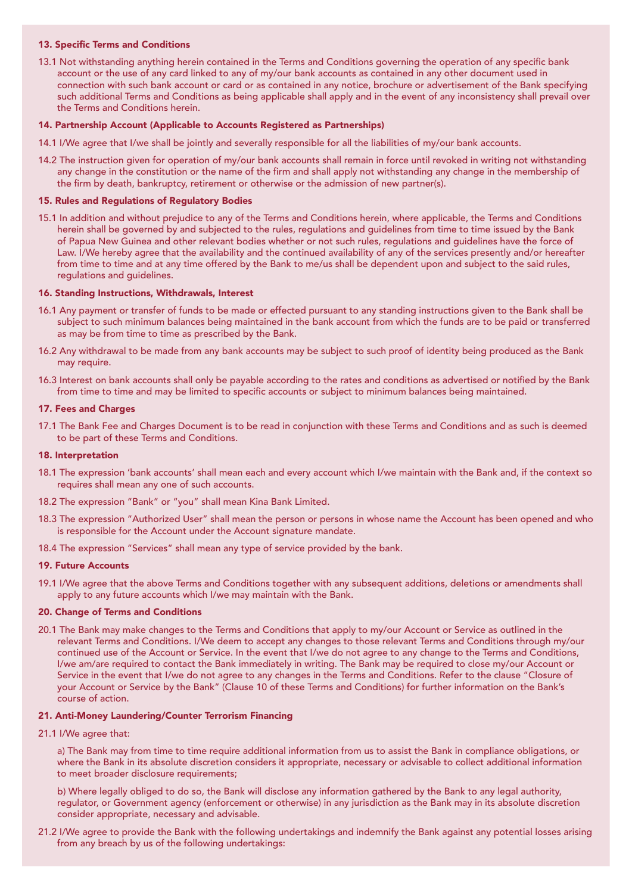#### 13. Specific Terms and Conditions

13.1 Not withstanding anything herein contained in the Terms and Conditions governing the operation of any specific bank account or the use of any card linked to any of my/our bank accounts as contained in any other document used in connection with such bank account or card or as contained in any notice, brochure or advertisement of the Bank specifying such additional Terms and Conditions as being applicable shall apply and in the event of any inconsistency shall prevail over the Terms and Conditions herein.

#### 14. Partnership Account (Applicable to Accounts Registered as Partnerships)

14.1 I/We agree that I/we shall be jointly and severally responsible for all the liabilities of my/our bank accounts.

14.2 The instruction given for operation of my/our bank accounts shall remain in force until revoked in writing not withstanding any change in the constitution or the name of the firm and shall apply not withstanding any change in the membership of the firm by death, bankruptcy, retirement or otherwise or the admission of new partner(s).

#### 15. Rules and Regulations of Regulatory Bodies

15.1 In addition and without prejudice to any of the Terms and Conditions herein, where applicable, the Terms and Conditions herein shall be governed by and subjected to the rules, regulations and guidelines from time to time issued by the Bank of Papua New Guinea and other relevant bodies whether or not such rules, regulations and guidelines have the force of Law. I/We hereby agree that the availability and the continued availability of any of the services presently and/or hereafter from time to time and at any time offered by the Bank to me/us shall be dependent upon and subject to the said rules, regulations and guidelines.

#### 16. Standing Instructions, Withdrawals, Interest

16.1 Any payment or transfer of funds to be made or effected pursuant to any standing instructions given to the Bank shall be subject to such minimum balances being maintained in the bank account from which the funds are to be paid or transferred as may be from time to time as prescribed by the Bank.

16.2 Any withdrawal to be made from any bank accounts may be subject to such proof of identity being produced as the Bank may require.

16.3 Interest on bank accounts shall only be payable according to the rates and conditions as advertised or notified by the Bank from time to time and may be limited to specific accounts or subject to minimum balances being maintained.

#### 17. Fees and Charges

17.1 The Bank Fee and Charges Document is to be read in conjunction with these Terms and Conditions and as such is deemed to be part of these Terms and Conditions.

#### 18. Interpretation

18.1 The expression 'bank accounts' shall mean each and every account which I/we maintain with the Bank and, if the context so requires shall mean any one of such accounts.

18.2 The expression "Bank" or "you" shall mean Kina Bank Limited.

18.3 The expression "Authorized User" shall mean the person or persons in whose name the Account has been opened and who is responsible for the Account under the Account signature mandate.

18.4 The expression "Services" shall mean any type of service provided by the bank.

#### 19. Future Accounts

19.1 I/We agree that the above Terms and Conditions together with any subsequent additions, deletions or amendments shall apply to any future accounts which I/we may maintain with the Bank.

#### 20. Change of Terms and Conditions

20.1 The Bank may make changes to the Terms and Conditions that apply to my/our Account or Service as outlined in the relevant Terms and Conditions. I/We deem to accept any changes to those relevant Terms and Conditions through my/our continued use of the Account or Service. In the event that I/we do not agree to any change to the Terms and Conditions, I/we am/are required to contact the Bank immediately in writing. The Bank may be required to close my/our Account or Service in the event that I/we do not agree to any changes in the Terms and Conditions. Refer to the clause "Closure of your Account or Service by the Bank" (Clause 10 of these Terms and Conditions) for further information on the Bank's course of action.

#### 21. Anti-Money Laundering/Counter Terrorism Financing

21.1 I/We agree that:

a) The Bank may from time to time require additional information from us to assist the Bank in compliance obligations, or where the Bank in its absolute discretion considers it appropriate, necessary or advisable to collect additional information to meet broader disclosure requirements;

b) Where legally obliged to do so, the Bank will disclose any information gathered by the Bank to any legal authority, regulator, or Government agency (enforcement or otherwise) in any jurisdiction as the Bank may in its absolute discretion consider appropriate, necessary and advisable.

21.2 I/We agree to provide the Bank with the following undertakings and indemnify the Bank against any potential losses arising from any breach by us of the following undertakings: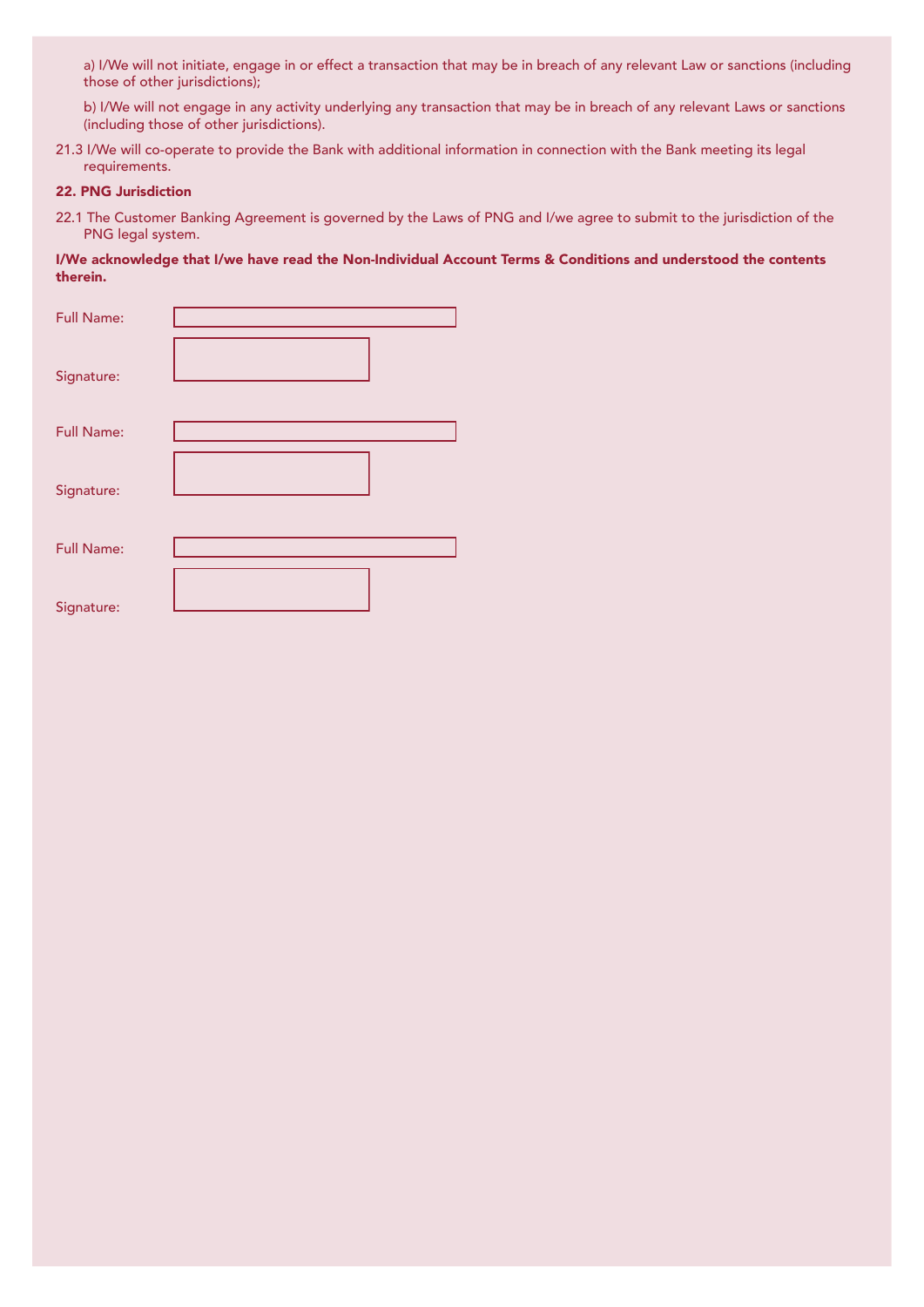a) I/We will not initiate, engage in or effect a transaction that may be in breach of any relevant Law or sanctions (including those of other jurisdictions);

b) I/We will not engage in any activity underlying any transaction that may be in breach of any relevant Laws or sanctions (including those of other jurisdictions).

21.3 I/We will co-operate to provide the Bank with additional information in connection with the Bank meeting its legal requirements.

**22. PNG Jurisdiction**

22.1 The Customer Banking Agreement is governed by the Laws of PNG and I/we agree to submit to the jurisdiction of the PNG legal system.

**I/We acknowledge that I/we have read the Non-Individual Account Terms & Conditions and understood the contents therein.**

Full Name: ____________________

Signature: ____________________

Full Name: ____________________

Signature: ____________________

Full Name: ____________________

Signature: ____________________